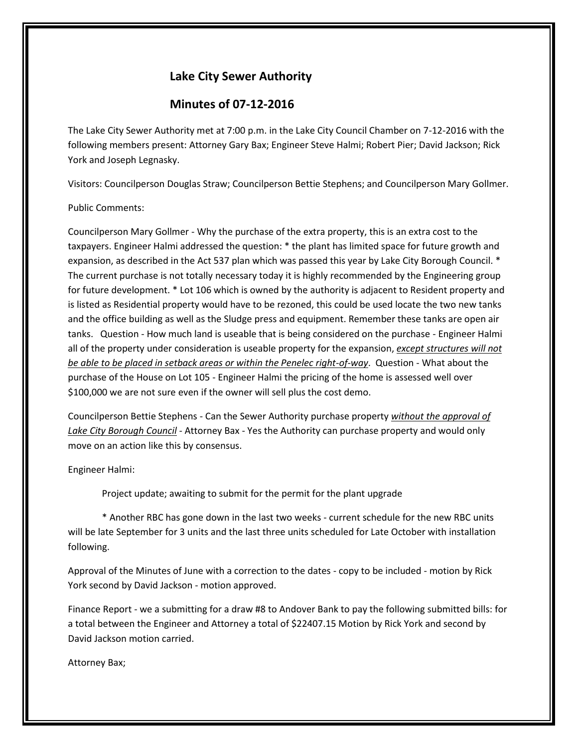## Lake City Sewer Authority

## Minutes of 07-12-2016

The Lake City Sewer Authority met at 7:00 p.m. in the Lake City Council Chamber on 7-12-2016 with the following members present: Attorney Gary Bax; Engineer Steve Halmi; Robert Pier; David Jackson; Rick York and Joseph Legnasky.

Visitors: Councilperson Douglas Straw; Councilperson Bettie Stephens; and Councilperson Mary Gollmer.

Public Comments:

Councilperson Mary Gollmer - Why the purchase of the extra property, this is an extra cost to the taxpayers. Engineer Halmi addressed the question: * the plant has limited space for future growth and expansion, as described in the Act 537 plan which was passed this year by Lake City Borough Council. * The current purchase is not totally necessary today it is highly recommended by the Engineering group for future development. * Lot 106 which is owned by the authority is adjacent to Resident property and is listed as Residential property would have to be rezoned, this could be used locate the two new tanks and the office building as well as the Sludge press and equipment. Remember these tanks are open air tanks. Question - How much land is useable that is being considered on the purchase - Engineer Halmi all of the property under consideration is useable property for the expansion, ***except structures will not be able to be placed in setback areas or within the Penelec right-of-way***. Question - What about the purchase of the House on Lot 105 - Engineer Halmi the pricing of the home is assessed well over $100,000 we are not sure even if the owner will sell plus the cost demo.

Councilperson Bettie Stephens - Can the Sewer Authority purchase property ***without the approval of Lake City Borough Council*** - Attorney Bax - Yes the Authority can purchase property and would only move on an action like this by consensus.

Engineer Halmi:

Project update; awaiting to submit for the permit for the plant upgrade

* Another RBC has gone down in the last two weeks - current schedule for the new RBC units will be late September for 3 units and the last three units scheduled for Late October with installation following.

Approval of the Minutes of June with a correction to the dates - copy to be included - motion by Rick York second by David Jackson - motion approved.

Finance Report - we a submitting for a draw #8 to Andover Bank to pay the following submitted bills: for a total between the Engineer and Attorney a total of $22407.15 Motion by Rick York and second by David Jackson motion carried.

Attorney Bax;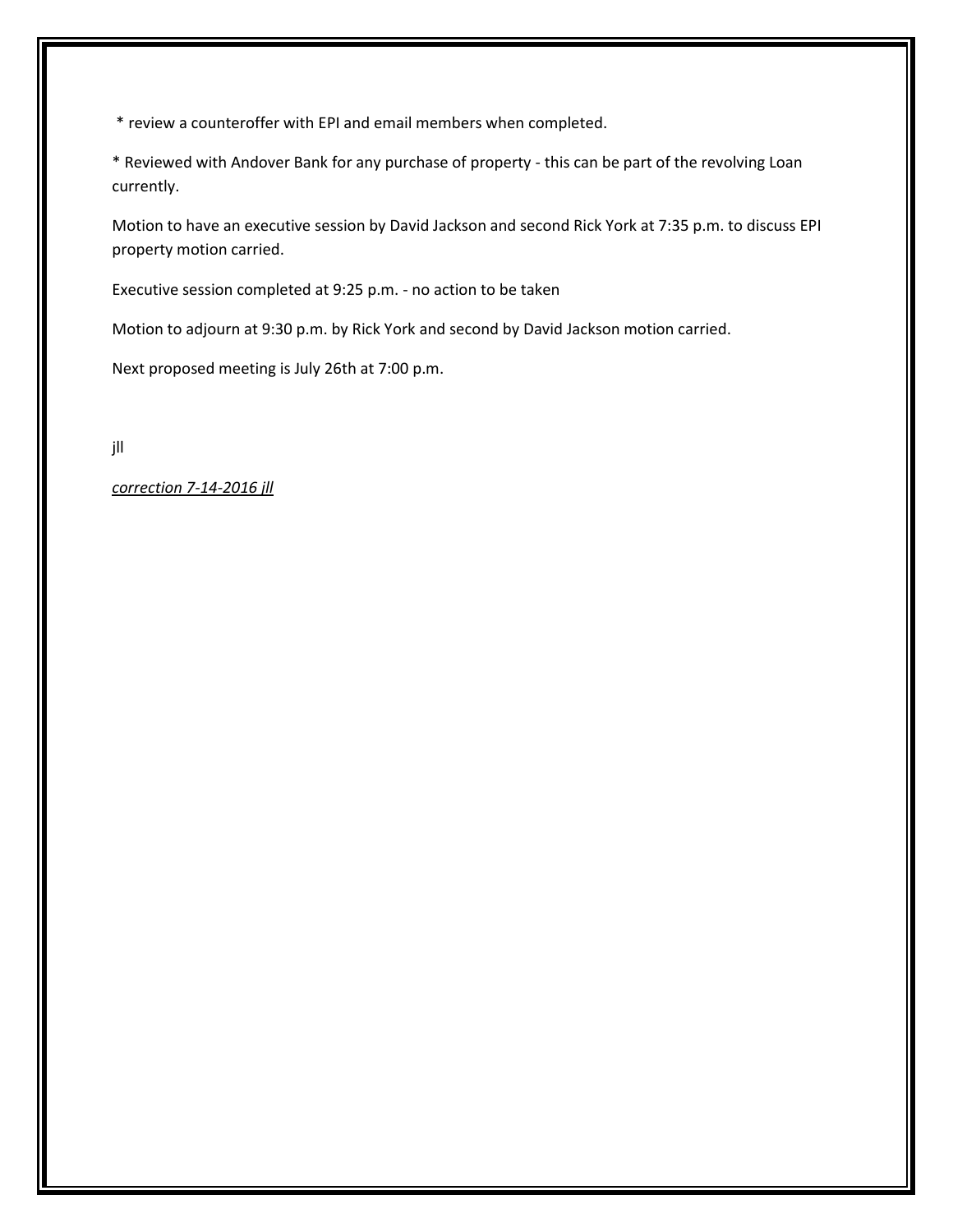* review a counteroffer with EPI and email members when completed.

* Reviewed with Andover Bank for any purchase of property - this can be part of the revolving Loan currently.

Motion to have an executive session by David Jackson and second Rick York at 7:35 p.m. to discuss EPI property motion carried.

Executive session completed at 9:25 p.m. - no action to be taken

Motion to adjourn at 9:30 p.m. by Rick York and second by David Jackson motion carried.

Next proposed meeting is July 26th at 7:00 p.m.

jll

*correction 7-14-2016 jll*